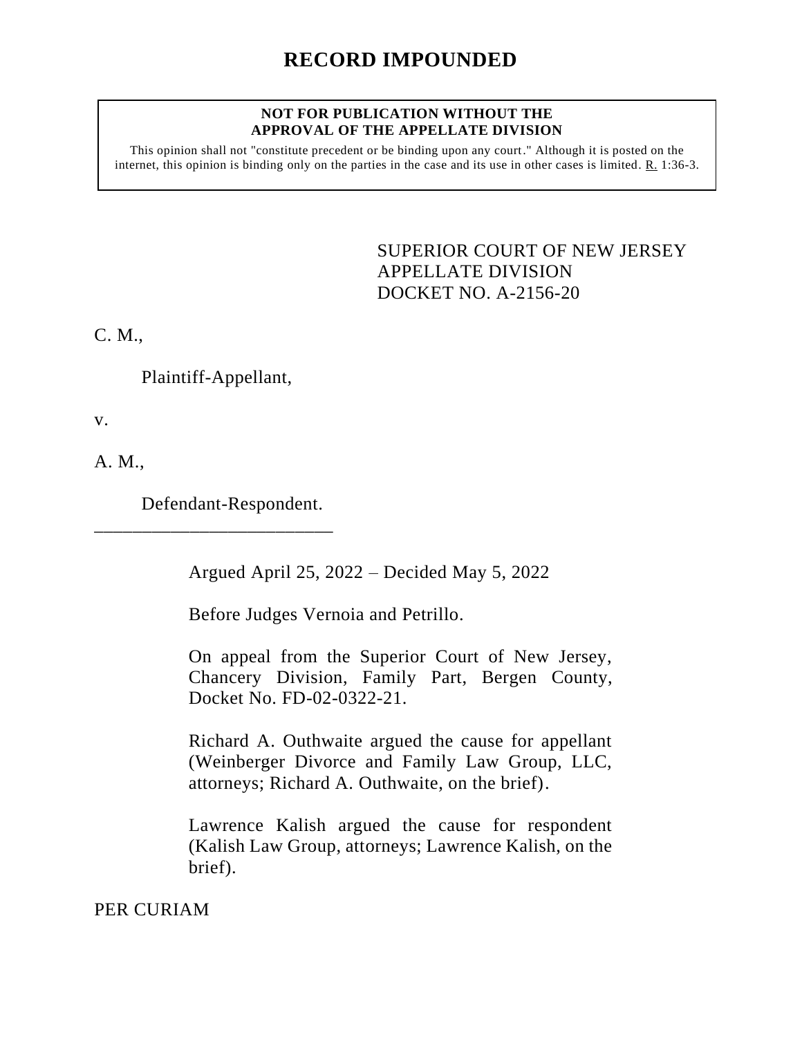# RECORD IMPOUNDED

**NOT FOR PUBLICATION WITHOUT THE APPROVAL OF THE APPELLATE DIVISION**

This opinion shall not "constitute precedent or be binding upon any court." Although it is posted on the internet, this opinion is binding only on the parties in the case and its use in other cases is limited. R. 1:36-3.

SUPERIOR COURT OF NEW JERSEY
APPELLATE DIVISION
DOCKET NO. A-2156-20

C. M.,

Plaintiff-Appellant,

v.

A. M.,

Defendant-Respondent.

\_\_\_\_\_\_\_\_\_\_\_\_\_\_\_\_\_\_\_\_\_\_\_\_\_\_

Argued April 25, 2022 – Decided May 5, 2022

Before Judges Vernoia and Petrillo.

On appeal from the Superior Court of New Jersey, Chancery Division, Family Part, Bergen County, Docket No. FD-02-0322-21.

Richard A. Outhwaite argued the cause for appellant (Weinberger Divorce and Family Law Group, LLC, attorneys; Richard A. Outhwaite, on the brief).

Lawrence Kalish argued the cause for respondent (Kalish Law Group, attorneys; Lawrence Kalish, on the brief).

PER CURIAM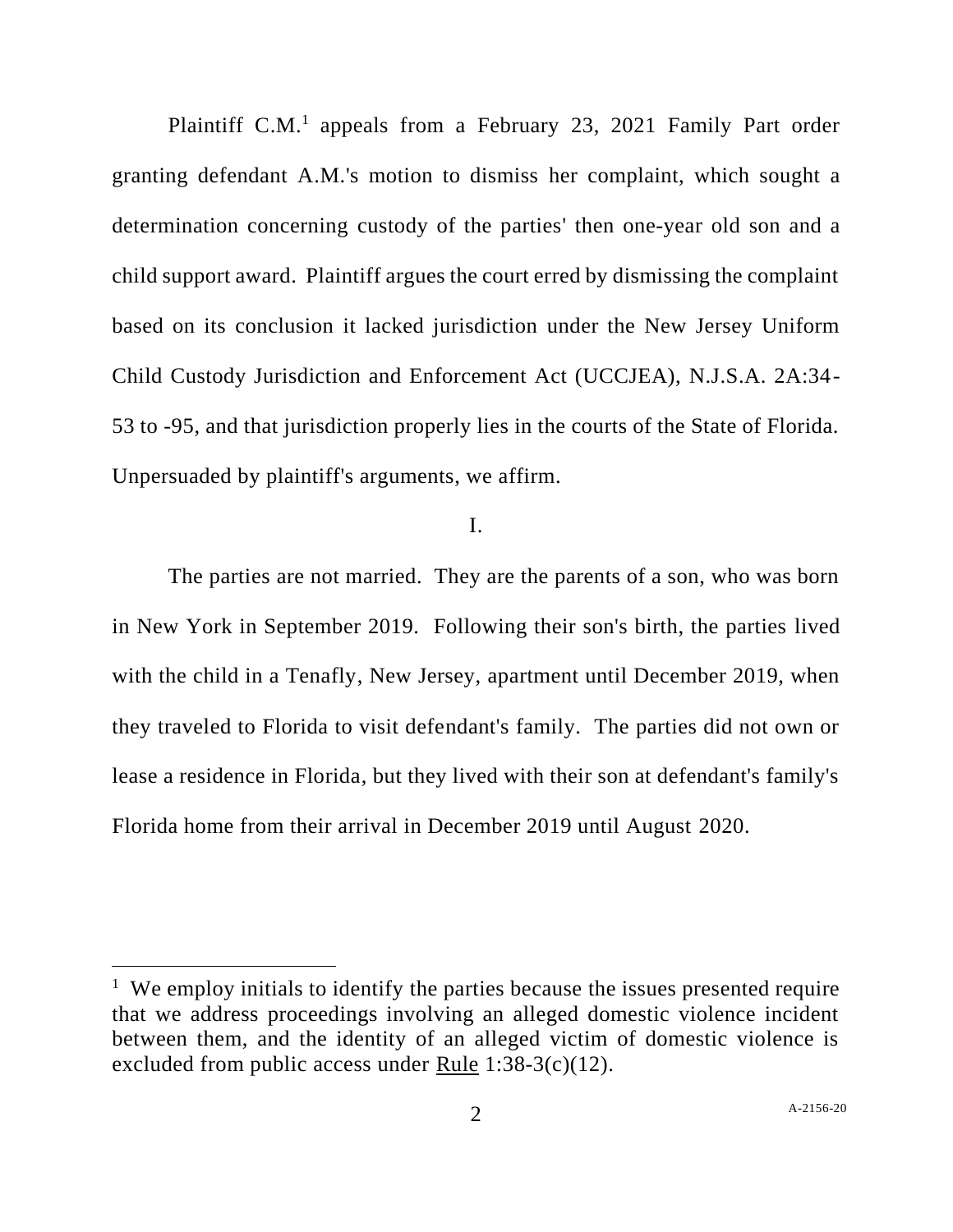Plaintiff C.M.[1] appeals from a February 23, 2021 Family Part order granting defendant A.M.'s motion to dismiss her complaint, which sought a determination concerning custody of the parties' then one-year old son and a child support award. Plaintiff argues the court erred by dismissing the complaint based on its conclusion it lacked jurisdiction under the New Jersey Uniform Child Custody Jurisdiction and Enforcement Act (UCCJEA), N.J.S.A. 2A:34-53 to -95, and that jurisdiction properly lies in the courts of the State of Florida. Unpersuaded by plaintiff's arguments, we affirm.

## I.

The parties are not married. They are the parents of a son, who was born in New York in September 2019. Following their son's birth, the parties lived with the child in a Tenafly, New Jersey, apartment until December 2019, when they traveled to Florida to visit defendant's family. The parties did not own or lease a residence in Florida, but they lived with their son at defendant's family's Florida home from their arrival in December 2019 until August 2020.

---

[1] We employ initials to identify the parties because the issues presented require that we address proceedings involving an alleged domestic violence incident between them, and the identity of an alleged victim of domestic violence is excluded from public access under Rule 1:38-3(c)(12).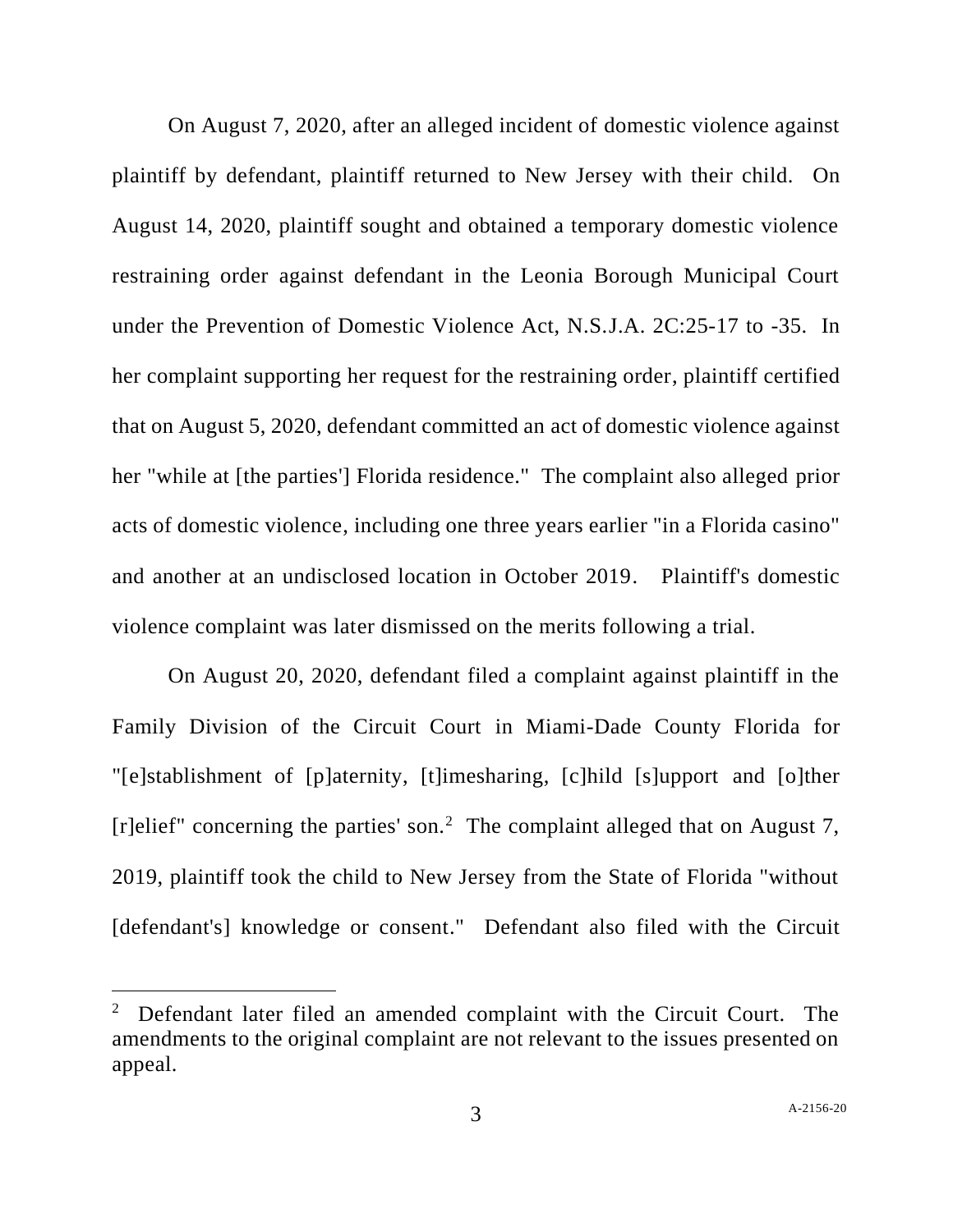On August 7, 2020, after an alleged incident of domestic violence against plaintiff by defendant, plaintiff returned to New Jersey with their child. On August 14, 2020, plaintiff sought and obtained a temporary domestic violence restraining order against defendant in the Leonia Borough Municipal Court under the Prevention of Domestic Violence Act, N.S.J.A. 2C:25-17 to -35. In her complaint supporting her request for the restraining order, plaintiff certified that on August 5, 2020, defendant committed an act of domestic violence against her "while at [the parties'] Florida residence." The complaint also alleged prior acts of domestic violence, including one three years earlier "in a Florida casino" and another at an undisclosed location in October 2019. Plaintiff's domestic violence complaint was later dismissed on the merits following a trial.

On August 20, 2020, defendant filed a complaint against plaintiff in the Family Division of the Circuit Court in Miami-Dade County Florida for "[e]stablishment of [p]aternity, [t]imesharing, [c]hild [s]upport and [o]ther [r]elief" concerning the parties' son.[2] The complaint alleged that on August 7, 2019, plaintiff took the child to New Jersey from the State of Florida "without [defendant's] knowledge or consent." Defendant also filed with the Circuit

[2] Defendant later filed an amended complaint with the Circuit Court. The amendments to the original complaint are not relevant to the issues presented on appeal.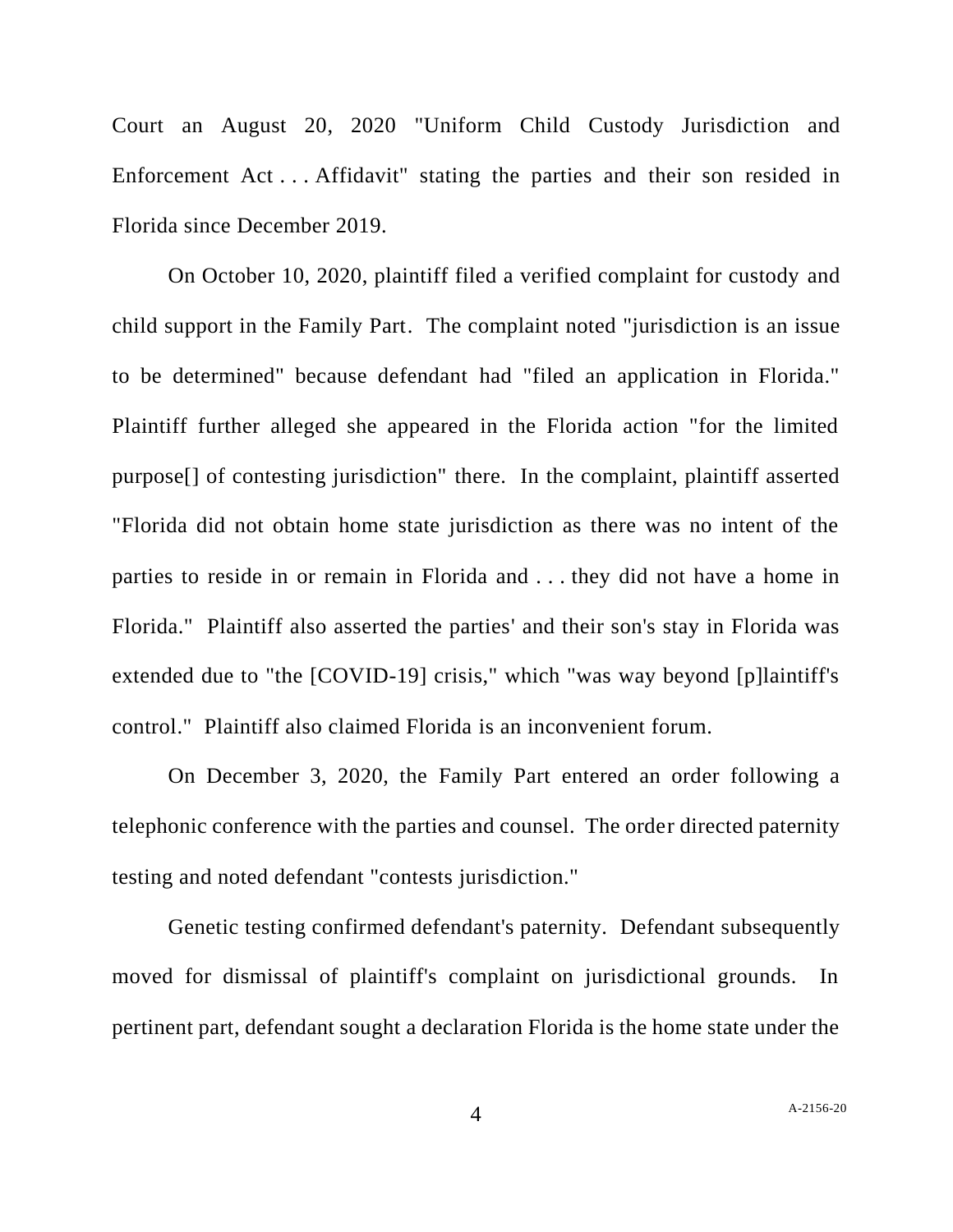Court an August 20, 2020 "Uniform Child Custody Jurisdiction and Enforcement Act . . . Affidavit" stating the parties and their son resided in Florida since December 2019.

On October 10, 2020, plaintiff filed a verified complaint for custody and child support in the Family Part. The complaint noted "jurisdiction is an issue to be determined" because defendant had "filed an application in Florida." Plaintiff further alleged she appeared in the Florida action "for the limited purpose[] of contesting jurisdiction" there. In the complaint, plaintiff asserted "Florida did not obtain home state jurisdiction as there was no intent of the parties to reside in or remain in Florida and . . . they did not have a home in Florida." Plaintiff also asserted the parties' and their son's stay in Florida was extended due to "the [COVID-19] crisis," which "was way beyond [p]laintiff's control." Plaintiff also claimed Florida is an inconvenient forum.

On December 3, 2020, the Family Part entered an order following a telephonic conference with the parties and counsel. The order directed paternity testing and noted defendant "contests jurisdiction."

Genetic testing confirmed defendant's paternity. Defendant subsequently moved for dismissal of plaintiff's complaint on jurisdictional grounds. In pertinent part, defendant sought a declaration Florida is the home state under the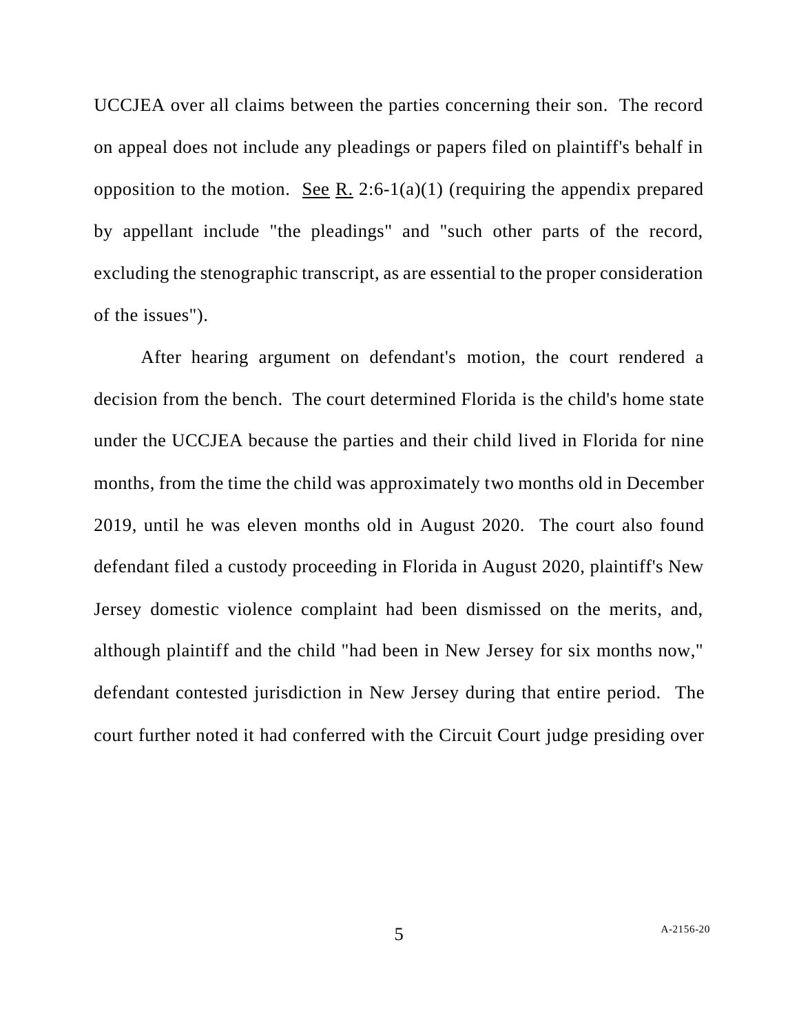UCCJEA over all claims between the parties concerning their son. The record on appeal does not include any pleadings or papers filed on plaintiff's behalf in opposition to the motion. See R. 2:6-1(a)(1) (requiring the appendix prepared by appellant include "the pleadings" and "such other parts of the record, excluding the stenographic transcript, as are essential to the proper consideration of the issues").

After hearing argument on defendant's motion, the court rendered a decision from the bench. The court determined Florida is the child's home state under the UCCJEA because the parties and their child lived in Florida for nine months, from the time the child was approximately two months old in December 2019, until he was eleven months old in August 2020. The court also found defendant filed a custody proceeding in Florida in August 2020, plaintiff's New Jersey domestic violence complaint had been dismissed on the merits, and, although plaintiff and the child "had been in New Jersey for six months now," defendant contested jurisdiction in New Jersey during that entire period. The court further noted it had conferred with the Circuit Court judge presiding over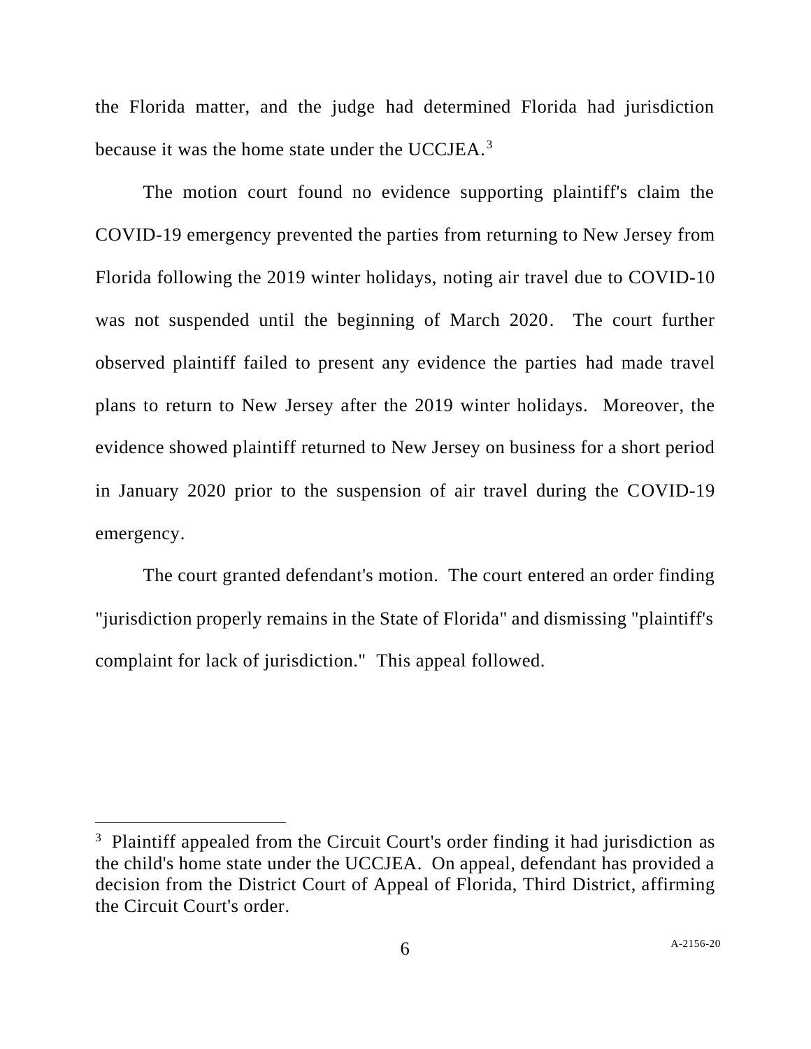the Florida matter, and the judge had determined Florida had jurisdiction because it was the home state under the UCCJEA.[3]

The motion court found no evidence supporting plaintiff's claim the COVID-19 emergency prevented the parties from returning to New Jersey from Florida following the 2019 winter holidays, noting air travel due to COVID-10 was not suspended until the beginning of March 2020. The court further observed plaintiff failed to present any evidence the parties had made travel plans to return to New Jersey after the 2019 winter holidays. Moreover, the evidence showed plaintiff returned to New Jersey on business for a short period in January 2020 prior to the suspension of air travel during the COVID-19 emergency.

The court granted defendant's motion. The court entered an order finding "jurisdiction properly remains in the State of Florida" and dismissing "plaintiff's complaint for lack of jurisdiction." This appeal followed.

---

[3] Plaintiff appealed from the Circuit Court's order finding it had jurisdiction as the child's home state under the UCCJEA. On appeal, defendant has provided a decision from the District Court of Appeal of Florida, Third District, affirming the Circuit Court's order.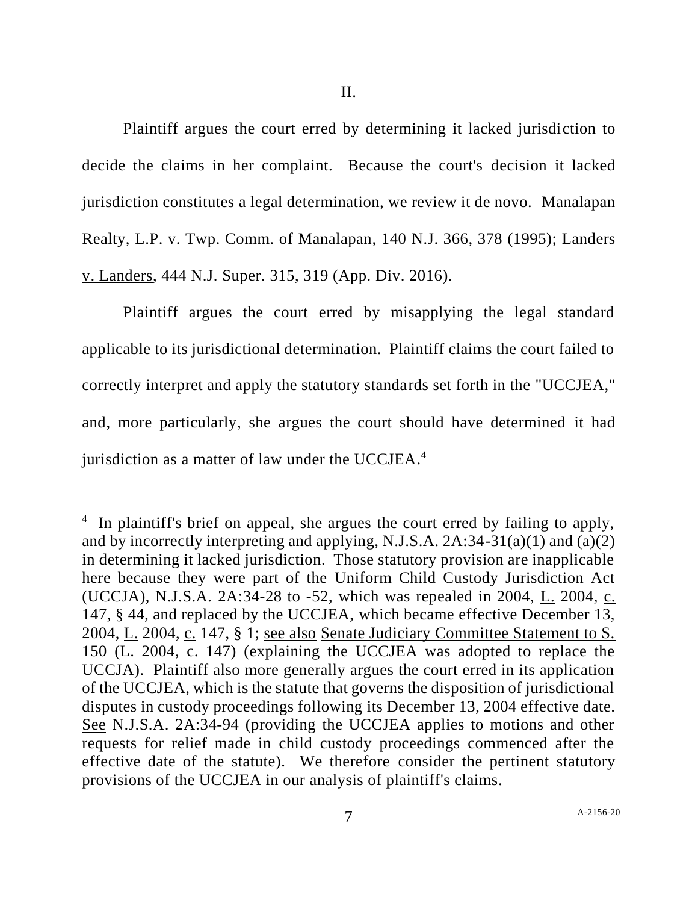## II.

Plaintiff argues the court erred by determining it lacked jurisdiction to decide the claims in her complaint. Because the court's decision it lacked jurisdiction constitutes a legal determination, we review it de novo. Manalapan Realty, L.P. v. Twp. Comm. of Manalapan, 140 N.J. 366, 378 (1995); Landers v. Landers, 444 N.J. Super. 315, 319 (App. Div. 2016).

Plaintiff argues the court erred by misapplying the legal standard applicable to its jurisdictional determination. Plaintiff claims the court failed to correctly interpret and apply the statutory standards set forth in the "UCCJEA," and, more particularly, she argues the court should have determined it had jurisdiction as a matter of law under the UCCJEA.[4]

---

[4] In plaintiff's brief on appeal, she argues the court erred by failing to apply, and by incorrectly interpreting and applying, N.J.S.A. 2A:34-31(a)(1) and (a)(2) in determining it lacked jurisdiction. Those statutory provision are inapplicable here because they were part of the Uniform Child Custody Jurisdiction Act (UCCJA), N.J.S.A. 2A:34-28 to -52, which was repealed in 2004, L. 2004, c. 147, § 44, and replaced by the UCCJEA, which became effective December 13, 2004, L. 2004, c. 147, § 1; see also Senate Judiciary Committee Statement to S. 150 (L. 2004, c. 147) (explaining the UCCJEA was adopted to replace the UCCJA). Plaintiff also more generally argues the court erred in its application of the UCCJEA, which is the statute that governs the disposition of jurisdictional disputes in custody proceedings following its December 13, 2004 effective date. See N.J.S.A. 2A:34-94 (providing the UCCJEA applies to motions and other requests for relief made in child custody proceedings commenced after the effective date of the statute). We therefore consider the pertinent statutory provisions of the UCCJEA in our analysis of plaintiff's claims.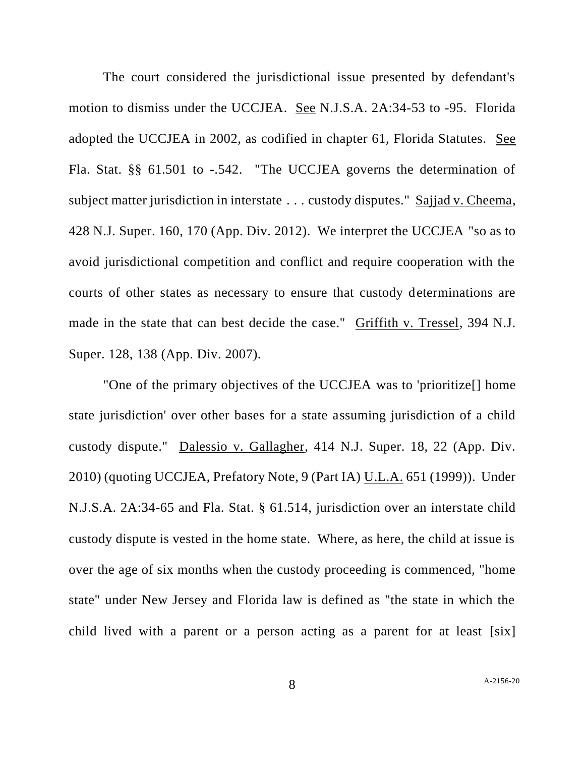The court considered the jurisdictional issue presented by defendant's motion to dismiss under the UCCJEA. See N.J.S.A. 2A:34-53 to -95. Florida adopted the UCCJEA in 2002, as codified in chapter 61, Florida Statutes. See Fla. Stat. §§ 61.501 to -.542. "The UCCJEA governs the determination of subject matter jurisdiction in interstate . . . custody disputes." Sajjad v. Cheema, 428 N.J. Super. 160, 170 (App. Div. 2012). We interpret the UCCJEA "so as to avoid jurisdictional competition and conflict and require cooperation with the courts of other states as necessary to ensure that custody determinations are made in the state that can best decide the case." Griffith v. Tressel, 394 N.J. Super. 128, 138 (App. Div. 2007).

"One of the primary objectives of the UCCJEA was to 'prioritize[] home state jurisdiction' over other bases for a state assuming jurisdiction of a child custody dispute." Dalessio v. Gallagher, 414 N.J. Super. 18, 22 (App. Div. 2010) (quoting UCCJEA, Prefatory Note, 9 (Part IA) U.L.A. 651 (1999)). Under N.J.S.A. 2A:34-65 and Fla. Stat. § 61.514, jurisdiction over an interstate child custody dispute is vested in the home state. Where, as here, the child at issue is over the age of six months when the custody proceeding is commenced, "home state" under New Jersey and Florida law is defined as "the state in which the child lived with a parent or a person acting as a parent for at least [six]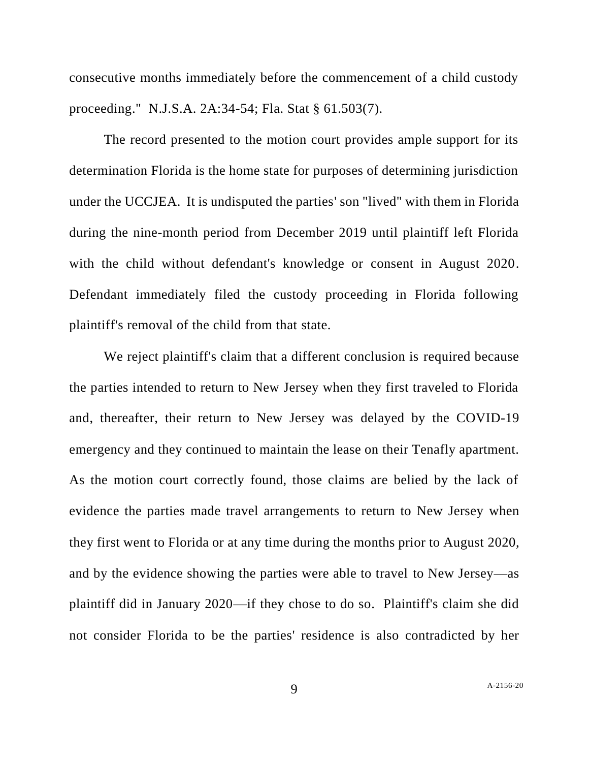consecutive months immediately before the commencement of a child custody proceeding." N.J.S.A. 2A:34-54; Fla. Stat § 61.503(7).

The record presented to the motion court provides ample support for its determination Florida is the home state for purposes of determining jurisdiction under the UCCJEA. It is undisputed the parties' son "lived" with them in Florida during the nine-month period from December 2019 until plaintiff left Florida with the child without defendant's knowledge or consent in August 2020. Defendant immediately filed the custody proceeding in Florida following plaintiff's removal of the child from that state.

We reject plaintiff's claim that a different conclusion is required because the parties intended to return to New Jersey when they first traveled to Florida and, thereafter, their return to New Jersey was delayed by the COVID-19 emergency and they continued to maintain the lease on their Tenafly apartment. As the motion court correctly found, those claims are belied by the lack of evidence the parties made travel arrangements to return to New Jersey when they first went to Florida or at any time during the months prior to August 2020, and by the evidence showing the parties were able to travel to New Jersey—as plaintiff did in January 2020—if they chose to do so. Plaintiff's claim she did not consider Florida to be the parties' residence is also contradicted by her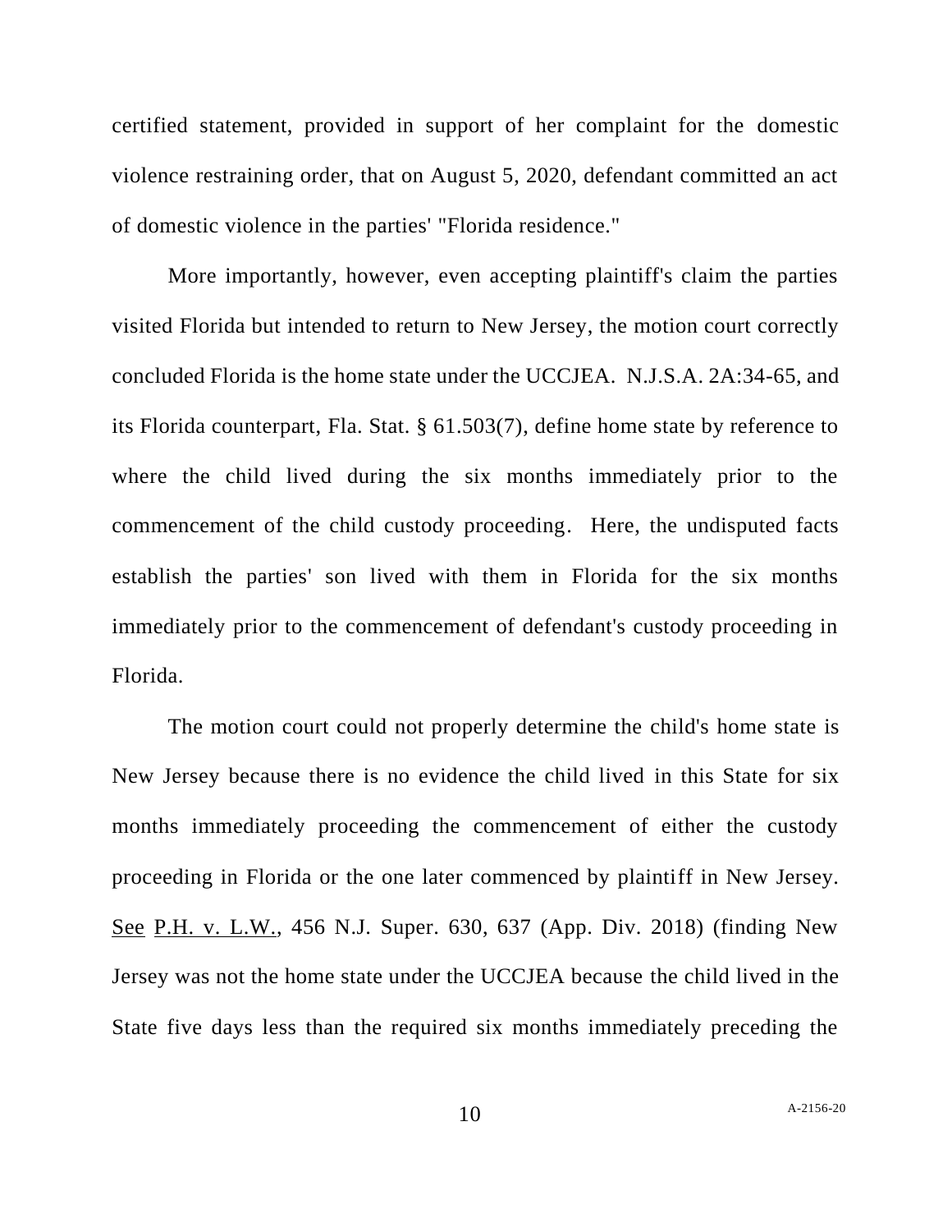certified statement, provided in support of her complaint for the domestic violence restraining order, that on August 5, 2020, defendant committed an act of domestic violence in the parties' "Florida residence."

More importantly, however, even accepting plaintiff's claim the parties visited Florida but intended to return to New Jersey, the motion court correctly concluded Florida is the home state under the UCCJEA. N.J.S.A. 2A:34-65, and its Florida counterpart, Fla. Stat. § 61.503(7), define home state by reference to where the child lived during the six months immediately prior to the commencement of the child custody proceeding. Here, the undisputed facts establish the parties' son lived with them in Florida for the six months immediately prior to the commencement of defendant's custody proceeding in Florida.

The motion court could not properly determine the child's home state is New Jersey because there is no evidence the child lived in this State for six months immediately proceeding the commencement of either the custody proceeding in Florida or the one later commenced by plaintiff in New Jersey. See P.H. v. L.W., 456 N.J. Super. 630, 637 (App. Div. 2018) (finding New Jersey was not the home state under the UCCJEA because the child lived in the State five days less than the required six months immediately preceding the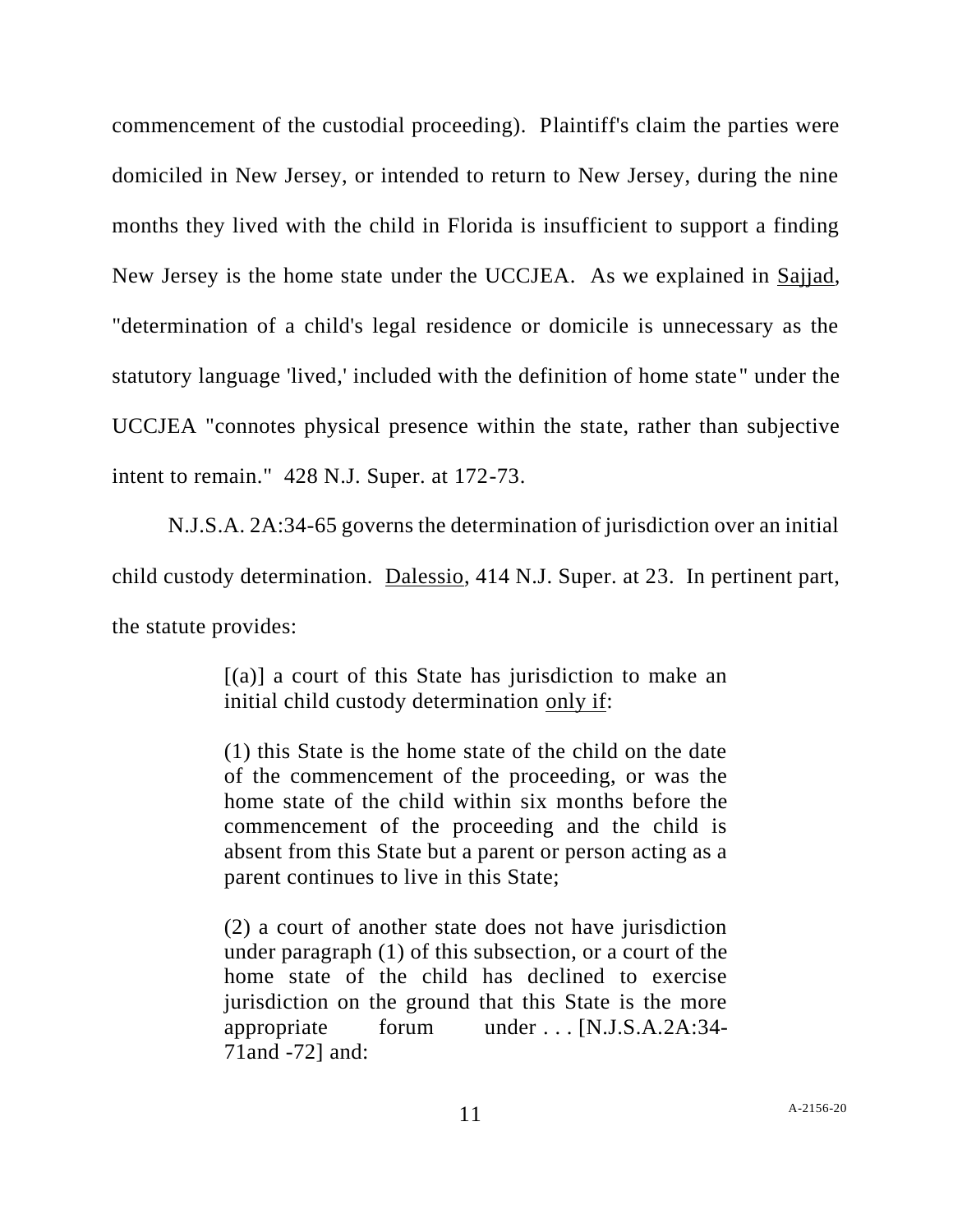commencement of the custodial proceeding). Plaintiff's claim the parties were domiciled in New Jersey, or intended to return to New Jersey, during the nine months they lived with the child in Florida is insufficient to support a finding New Jersey is the home state under the UCCJEA. As we explained in <u>Sajjad</u>, "determination of a child's legal residence or domicile is unnecessary as the statutory language 'lived,' included with the definition of home state" under the UCCJEA "connotes physical presence within the state, rather than subjective intent to remain." 428 N.J. Super. at 172-73.

N.J.S.A. 2A:34-65 governs the determination of jurisdiction over an initial child custody determination. <u>Dalessio</u>, 414 N.J. Super. at 23. In pertinent part, the statute provides:

> [(a)] a court of this State has jurisdiction to make an initial child custody determination <u>only if</u>:
>
> (1) this State is the home state of the child on the date of the commencement of the proceeding, or was the home state of the child within six months before the commencement of the proceeding and the child is absent from this State but a parent or person acting as a parent continues to live in this State;
>
> (2) a court of another state does not have jurisdiction under paragraph (1) of this subsection, or a court of the home state of the child has declined to exercise jurisdiction on the ground that this State is the more appropriate forum under . . . [N.J.S.A.2A:34-71and -72] and: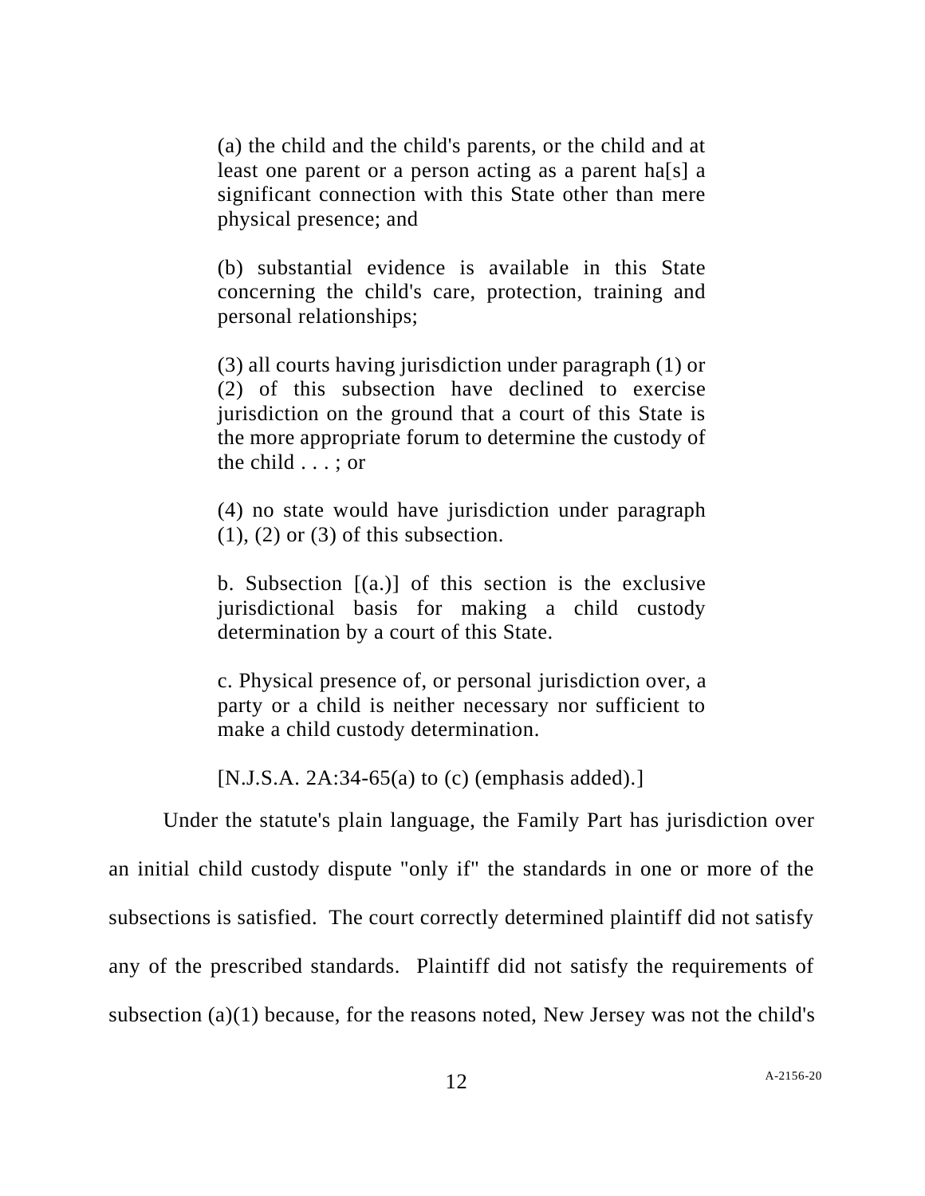> (a) the child and the child's parents, or the child and at least one parent or a person acting as a parent ha[s] a significant connection with this State other than mere physical presence; and
>
> (b) substantial evidence is available in this State concerning the child's care, protection, training and personal relationships;
>
> (3) all courts having jurisdiction under paragraph (1) or (2) of this subsection have declined to exercise jurisdiction on the ground that a court of this State is the more appropriate forum to determine the custody of the child . . . ; or
>
> (4) no state would have jurisdiction under paragraph (1), (2) or (3) of this subsection.
>
> b. Subsection [(a.)] of this section is the exclusive jurisdictional basis for making a child custody determination by a court of this State.
>
> c. Physical presence of, or personal jurisdiction over, a party or a child is neither necessary nor sufficient to make a child custody determination.
>
> [N.J.S.A. 2A:34-65(a) to (c) (emphasis added).]

Under the statute's plain language, the Family Part has jurisdiction over an initial child custody dispute "only if" the standards in one or more of the subsections is satisfied. The court correctly determined plaintiff did not satisfy any of the prescribed standards. Plaintiff did not satisfy the requirements of subsection (a)(1) because, for the reasons noted, New Jersey was not the child's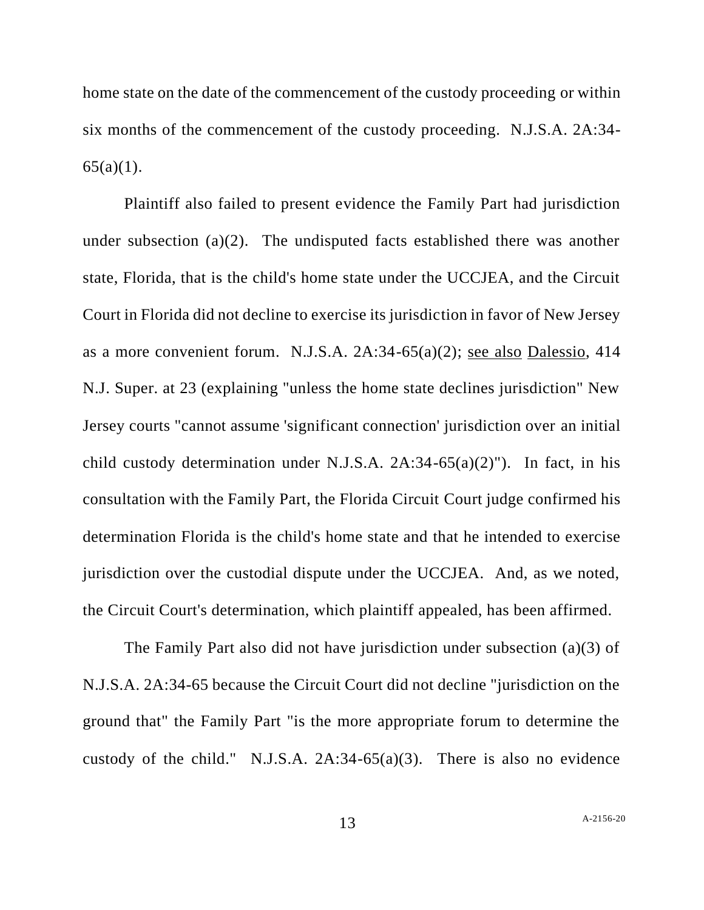home state on the date of the commencement of the custody proceeding or within six months of the commencement of the custody proceeding. N.J.S.A. 2A:34-65(a)(1).

Plaintiff also failed to present evidence the Family Part had jurisdiction under subsection (a)(2). The undisputed facts established there was another state, Florida, that is the child's home state under the UCCJEA, and the Circuit Court in Florida did not decline to exercise its jurisdiction in favor of New Jersey as a more convenient forum. N.J.S.A. 2A:34-65(a)(2); see also Dalessio, 414 N.J. Super. at 23 (explaining "unless the home state declines jurisdiction" New Jersey courts "cannot assume 'significant connection' jurisdiction over an initial child custody determination under N.J.S.A. 2A:34-65(a)(2)"). In fact, in his consultation with the Family Part, the Florida Circuit Court judge confirmed his determination Florida is the child's home state and that he intended to exercise jurisdiction over the custodial dispute under the UCCJEA. And, as we noted, the Circuit Court's determination, which plaintiff appealed, has been affirmed.

The Family Part also did not have jurisdiction under subsection (a)(3) of N.J.S.A. 2A:34-65 because the Circuit Court did not decline "jurisdiction on the ground that" the Family Part "is the more appropriate forum to determine the custody of the child." N.J.S.A. 2A:34-65(a)(3). There is also no evidence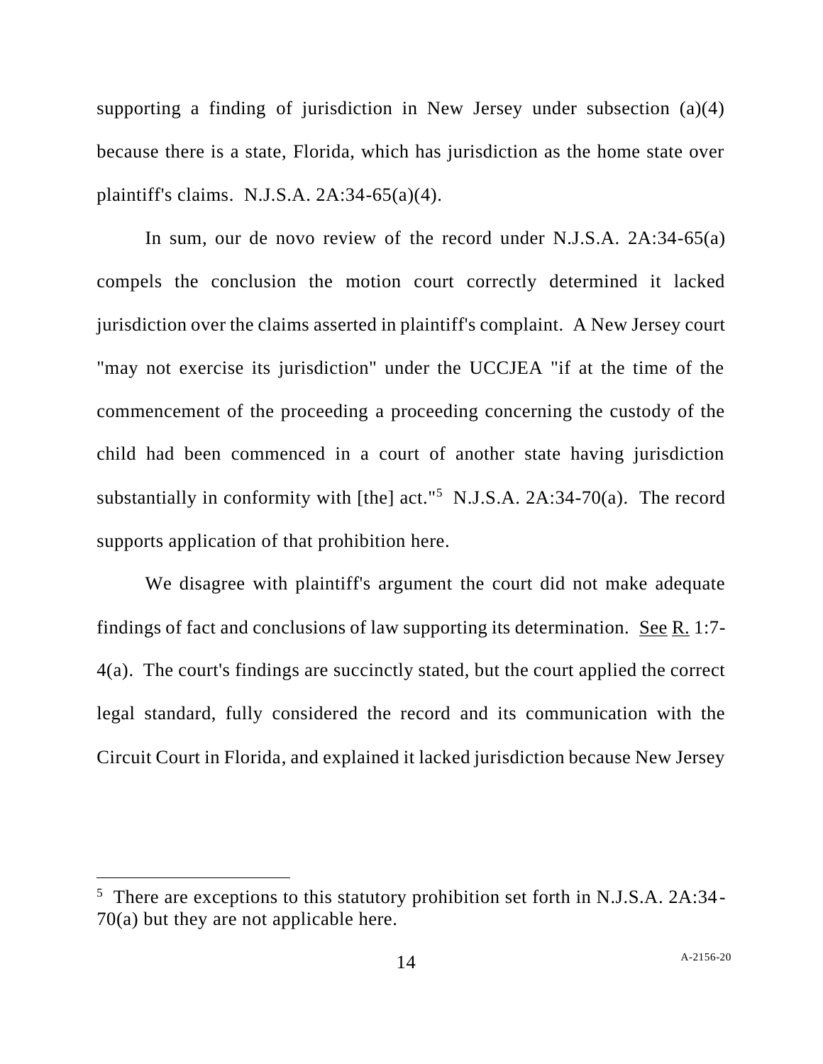supporting a finding of jurisdiction in New Jersey under subsection (a)(4) because there is a state, Florida, which has jurisdiction as the home state over plaintiff's claims. N.J.S.A. 2A:34-65(a)(4).

In sum, our de novo review of the record under N.J.S.A. 2A:34-65(a) compels the conclusion the motion court correctly determined it lacked jurisdiction over the claims asserted in plaintiff's complaint. A New Jersey court "may not exercise its jurisdiction" under the UCCJEA "if at the time of the commencement of the proceeding a proceeding concerning the custody of the child had been commenced in a court of another state having jurisdiction substantially in conformity with [the] act."[5] N.J.S.A. 2A:34-70(a). The record supports application of that prohibition here.

We disagree with plaintiff's argument the court did not make adequate findings of fact and conclusions of law supporting its determination. See R. 1:7-4(a). The court's findings are succinctly stated, but the court applied the correct legal standard, fully considered the record and its communication with the Circuit Court in Florida, and explained it lacked jurisdiction because New Jersey

[5] There are exceptions to this statutory prohibition set forth in N.J.S.A. 2A:34-70(a) but they are not applicable here.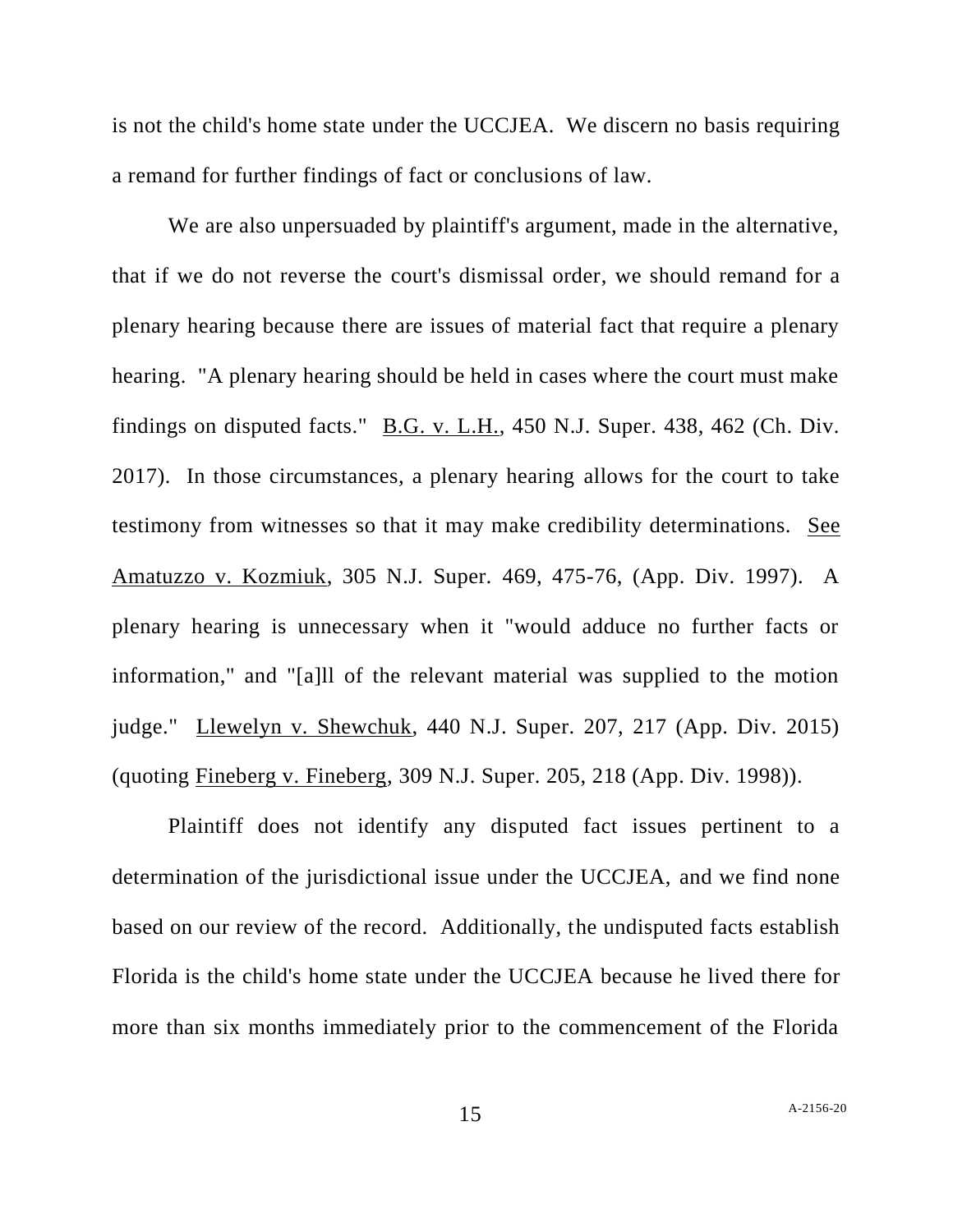is not the child's home state under the UCCJEA. We discern no basis requiring a remand for further findings of fact or conclusions of law.

We are also unpersuaded by plaintiff's argument, made in the alternative, that if we do not reverse the court's dismissal order, we should remand for a plenary hearing because there are issues of material fact that require a plenary hearing. "A plenary hearing should be held in cases where the court must make findings on disputed facts." B.G. v. L.H., 450 N.J. Super. 438, 462 (Ch. Div. 2017). In those circumstances, a plenary hearing allows for the court to take testimony from witnesses so that it may make credibility determinations. See Amatuzzo v. Kozmiuk, 305 N.J. Super. 469, 475-76, (App. Div. 1997). A plenary hearing is unnecessary when it "would adduce no further facts or information," and "[a]ll of the relevant material was supplied to the motion judge." Llewelyn v. Shewchuk, 440 N.J. Super. 207, 217 (App. Div. 2015) (quoting Fineberg v. Fineberg, 309 N.J. Super. 205, 218 (App. Div. 1998)).

Plaintiff does not identify any disputed fact issues pertinent to a determination of the jurisdictional issue under the UCCJEA, and we find none based on our review of the record. Additionally, the undisputed facts establish Florida is the child's home state under the UCCJEA because he lived there for more than six months immediately prior to the commencement of the Florida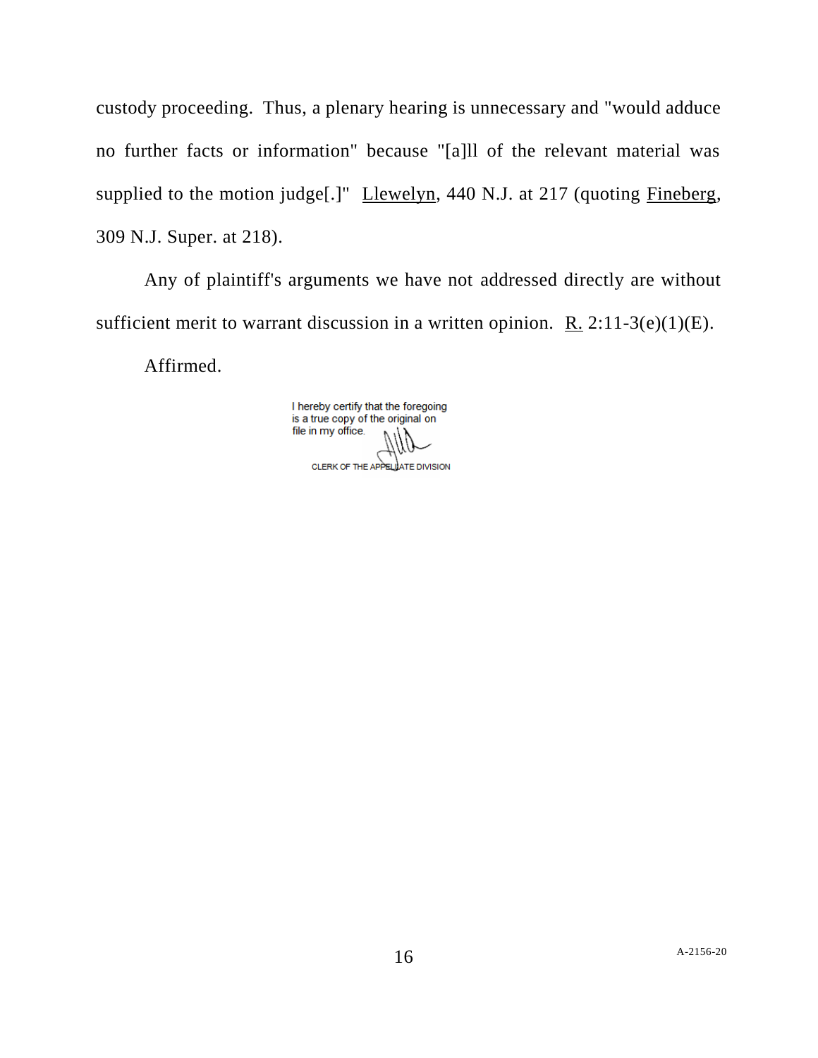custody proceeding. Thus, a plenary hearing is unnecessary and "would adduce no further facts or information" because "[a]ll of the relevant material was supplied to the motion judge[.]" Llewelyn, 440 N.J. at 217 (quoting Fineberg, 309 N.J. Super. at 218).

Any of plaintiff's arguments we have not addressed directly are without sufficient merit to warrant discussion in a written opinion. R. 2:11-3(e)(1)(E).

Affirmed.

I hereby certify that the foregoing is a true copy of the original on file in my office.

CLERK OF THE APPELLATE DIVISION